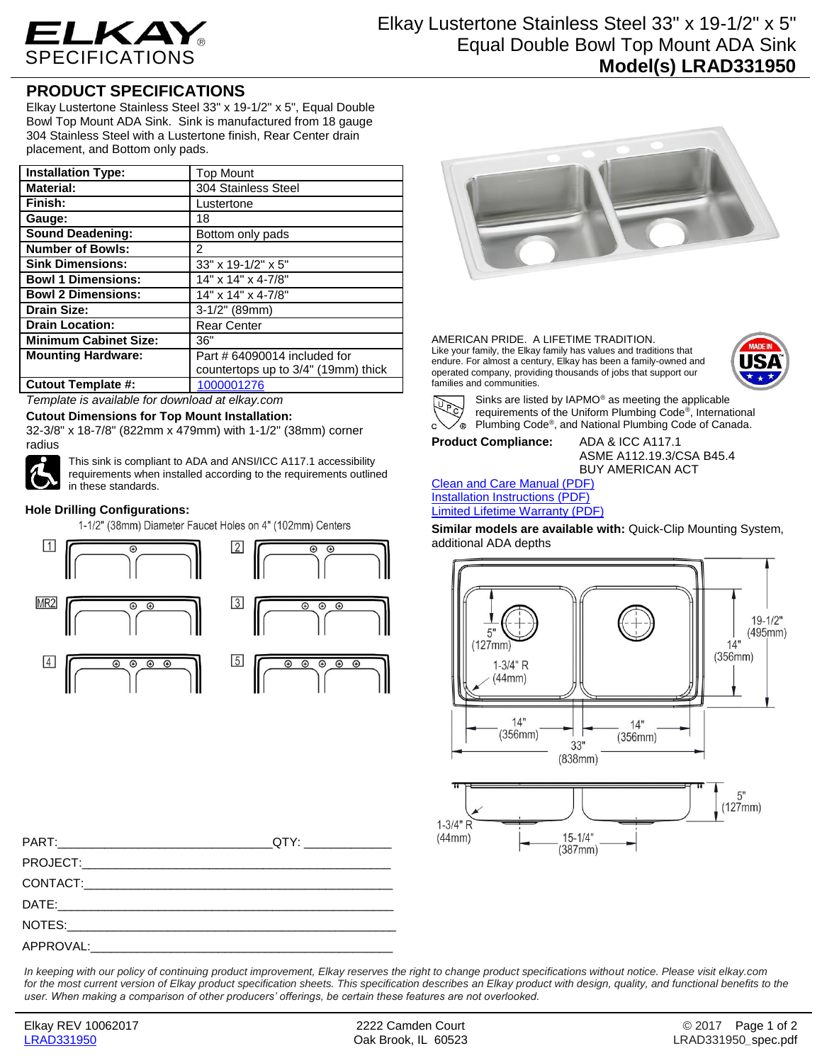# Elkay Lustertone Stainless Steel 33" x 19-1/2" x 5" Equal Double Bowl Top Mount ADA Sink

**Model(s) LRAD331950**

## PRODUCT SPECIFICATIONS

Elkay Lustertone Stainless Steel 33" x 19-1/2" x 5", Equal Double Bowl Top Mount ADA Sink. Sink is manufactured from 18 gauge 304 Stainless Steel with a Lustertone finish, Rear Center drain placement, and Bottom only pads.

| **Installation Type:** | Top Mount |
|---|---|
| **Material:** | 304 Stainless Steel |
| **Finish:** | Lustertone |
| **Gauge:** | 18 |
| **Sound Deadening:** | Bottom only pads |
| **Number of Bowls:** | 2 |
| **Sink Dimensions:** | 33" x 19-1/2" x 5" |
| **Bowl 1 Dimensions:** | 14" x 14" x 4-7/8" |
| **Bowl 2 Dimensions:** | 14" x 14" x 4-7/8" |
| **Drain Size:** | 3-1/2" (89mm) |
| **Drain Location:** | Rear Center |
| **Minimum Cabinet Size:** | 36" |
| **Mounting Hardware:** | Part # 64090014 included for countertops up to 3/4" (19mm) thick |
| **Cutout Template #:** | 1000001276 |

*Template is available for download at elkay.com*

**Cutout Dimensions for Top Mount Installation:**
32-3/8" x 18-7/8" (822mm x 479mm) with 1-1/2" (38mm) corner radius

This sink is compliant to ADA and ANSI/ICC A117.1 accessibility requirements when installed according to the requirements outlined in these standards.

### Hole Drilling Configurations:

1-1/2" (38mm) Diameter Faucet Holes on 4" (102mm) Centers

1, 2, MR2, 3, 4, 5

AMERICAN PRIDE. A LIFETIME TRADITION.
Like your family, the Elkay family has values and traditions that endure. For almost a century, Elkay has been a family-owned and operated company, providing thousands of jobs that support our families and communities.

Sinks are listed by IAPMO® as meeting the applicable requirements of the Uniform Plumbing Code®, International Plumbing Code®, and National Plumbing Code of Canada.

**Product Compliance:** ADA & ICC A117.1
ASME A112.19.3/CSA B45.4
BUY AMERICAN ACT

Clean and Care Manual (PDF)
Installation Instructions (PDF)
Limited Lifetime Warranty (PDF)

**Similar models are available with:** Quick-Clip Mounting System, additional ADA depths

5" (127mm)
1-3/4" R (44mm)
19-1/2" (495mm)
14" (356mm)
14" (356mm)
14" (356mm)
33" (838mm)
5" (127mm)
1-3/4" R (44mm)
15-1/4" (387mm)

PART:________________________________QTY: _____________
PROJECT:_______________________________________________
CONTACT:_______________________________________________
DATE:__________________________________________________
NOTES:_________________________________________________
APPROVAL:______________________________________________

*In keeping with our policy of continuing product improvement, Elkay reserves the right to change product specifications without notice. Please visit elkay.com for the most current version of Elkay product specification sheets. This specification describes an Elkay product with design, quality, and functional benefits to the user. When making a comparison of other producers' offerings, be certain these features are not overlooked.*

Elkay REV 10062017
LRAD331950
2222 Camden Court
Oak Brook, IL 60523
© 2017
LRAD331950_spec.pdf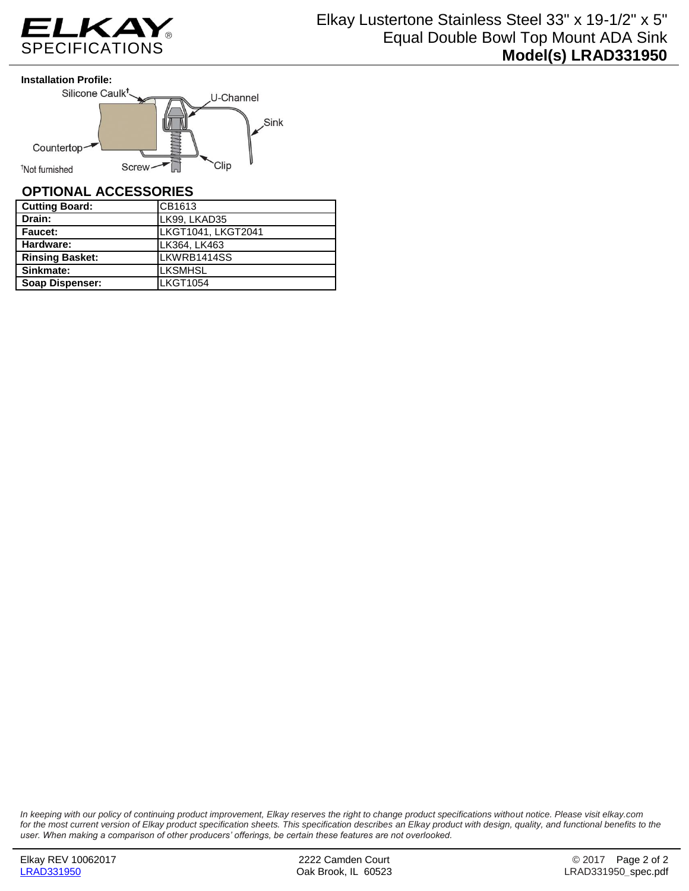# Elkay Lustertone Stainless Steel 33" x 19-1/2" x 5" Equal Double Bowl Top Mount ADA Sink

**Model(s) LRAD331950**

**Installation Profile:**

Silicone Caulk†

U-Channel

Sink

Countertop

Screw

Clip

†Not furnished

## OPTIONAL ACCESSORIES

| | |
|---|---|
| **Cutting Board:** | CB1613 |
| **Drain:** | LK99, LKAD35 |
| **Faucet:** | LKGT1041, LKGT2041 |
| **Hardware:** | LK364, LK463 |
| **Rinsing Basket:** | LKWRB1414SS |
| **Sinkmate:** | LKSMHSL |
| **Soap Dispenser:** | LKGT1054 |

*In keeping with our policy of continuing product improvement, Elkay reserves the right to change product specifications without notice. Please visit elkay.com for the most current version of Elkay product specification sheets. This specification describes an Elkay product with design, quality, and functional benefits to the user. When making a comparison of other producers' offerings, be certain these features are not overlooked.*

Elkay REV 10062017
LRAD331950

2222 Camden Court
Oak Brook, IL 60523

© 2017
LRAD331950_spec.pdf